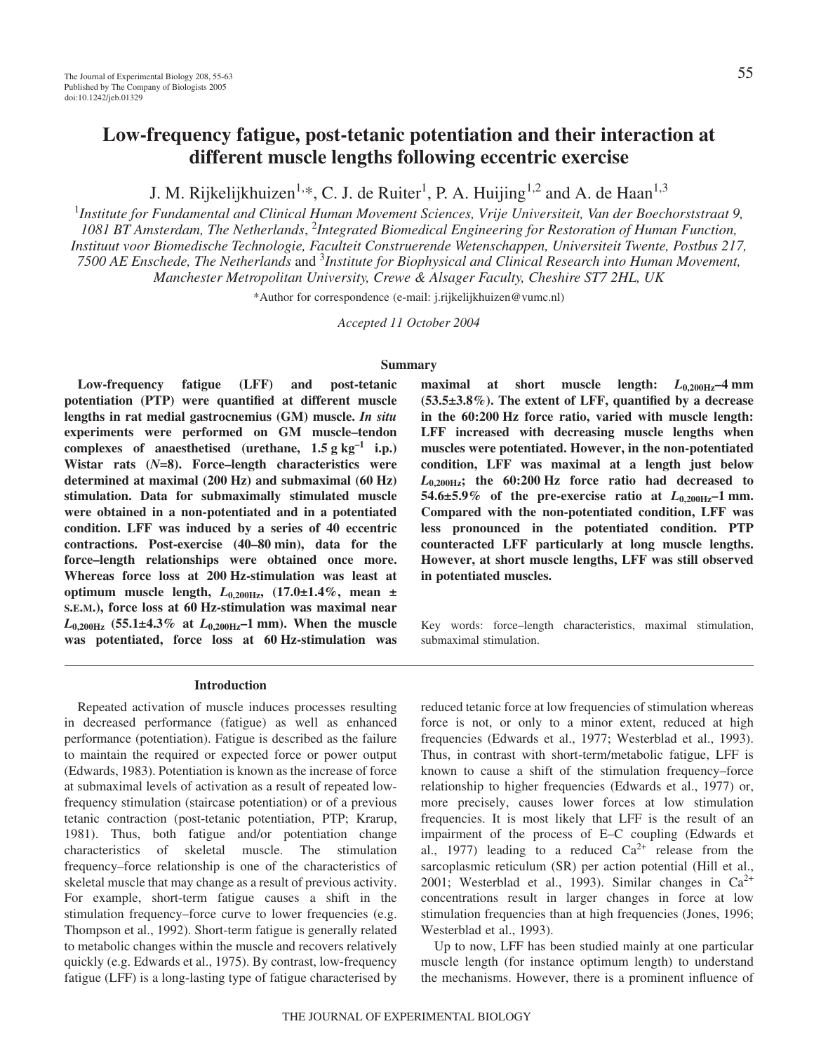# Low-frequency fatigue, post-tetanic potentiation and their interaction at different muscle lengths following eccentric exercise

J. M. Rijkelijkhuizen[1,*], C. J. de Ruiter[1], P. A. Huijing[1,2] and A. de Haan[1,3]

[1]*Institute for Fundamental and Clinical Human Movement Sciences, Vrije Universiteit, Van der Boechorststraat 9, 1081 BT Amsterdam, The Netherlands*, [2]*Integrated Biomedical Engineering for Restoration of Human Function, Instituut voor Biomedische Technologie, Faculteit Construerende Wetenschappen, Universiteit Twente, Postbus 217, 7500 AE Enschede, The Netherlands* and [3]*Institute for Biophysical and Clinical Research into Human Movement, Manchester Metropolitan University, Crewe & Alsager Faculty, Cheshire ST7 2HL, UK*

*Author for correspondence (e-mail: j.rijkelijkhuizen@vumc.nl)

*Accepted 11 October 2004*

## Summary

**Low-frequency fatigue (LFF) and post-tetanic potentiation (PTP) were quantified at different muscle lengths in rat medial gastrocnemius (GM) muscle. *In situ* experiments were performed on GM muscle–tendon complexes of anaesthetised (urethane, 1.5 g kg$^{-1}$ i.p.) Wistar rats (*N*=8). Force–length characteristics were determined at maximal (200 Hz) and submaximal (60 Hz) stimulation. Data for submaximally stimulated muscle were obtained in a non-potentiated and in a potentiated condition. LFF was induced by a series of 40 eccentric contractions. Post-exercise (40–80 min), data for the force–length relationships were obtained once more. Whereas force loss at 200 Hz-stimulation was least at optimum muscle length, $L_{0,200Hz}$, (17.0±1.4%, mean ± S.E.M.), force loss at 60 Hz-stimulation was maximal near $L_{0,200Hz}$ (55.1±4.3% at $L_{0,200Hz}$–1 mm). When the muscle was potentiated, force loss at 60 Hz-stimulation was maximal at short muscle length: $L_{0,200Hz}$–4 mm (53.5±3.8%). The extent of LFF, quantified by a decrease in the 60:200 Hz force ratio, varied with muscle length: LFF increased with decreasing muscle lengths when muscles were potentiated. However, in the non-potentiated condition, LFF was maximal at a length just below $L_{0,200Hz}$; the 60:200 Hz force ratio had decreased to 54.6±5.9% of the pre-exercise ratio at $L_{0,200Hz}$–1 mm. Compared with the non-potentiated condition, LFF was less pronounced in the potentiated condition. PTP counteracted LFF particularly at long muscle lengths. However, at short muscle lengths, LFF was still observed in potentiated muscles.**

Key words: force–length characteristics, maximal stimulation, submaximal stimulation.

## Introduction

Repeated activation of muscle induces processes resulting in decreased performance (fatigue) as well as enhanced performance (potentiation). Fatigue is described as the failure to maintain the required or expected force or power output (Edwards, 1983). Potentiation is known as the increase of force at submaximal levels of activation as a result of repeated low-frequency stimulation (staircase potentiation) or of a previous tetanic contraction (post-tetanic potentiation, PTP; Krarup, 1981). Thus, both fatigue and/or potentiation change characteristics of skeletal muscle. The stimulation frequency–force relationship is one of the characteristics of skeletal muscle that may change as a result of previous activity. For example, short-term fatigue causes a shift in the stimulation frequency–force curve to lower frequencies (e.g. Thompson et al., 1992). Short-term fatigue is generally related to metabolic changes within the muscle and recovers relatively quickly (e.g. Edwards et al., 1975). By contrast, low-frequency fatigue (LFF) is a long-lasting type of fatigue characterised by reduced tetanic force at low frequencies of stimulation whereas force is not, or only to a minor extent, reduced at high frequencies (Edwards et al., 1977; Westerblad et al., 1993). Thus, in contrast with short-term/metabolic fatigue, LFF is known to cause a shift of the stimulation frequency–force relationship to higher frequencies (Edwards et al., 1977) or, more precisely, causes lower forces at low stimulation frequencies. It is most likely that LFF is the result of an impairment of the process of E–C coupling (Edwards et al., 1977) leading to a reduced $Ca^{2+}$ release from the sarcoplasmic reticulum (SR) per action potential (Hill et al., 2001; Westerblad et al., 1993). Similar changes in $Ca^{2+}$ concentrations result in larger changes in force at low stimulation frequencies than at high frequencies (Jones, 1996; Westerblad et al., 1993).

Up to now, LFF has been studied mainly at one particular muscle length (for instance optimum length) to understand the mechanisms. However, there is a prominent influence of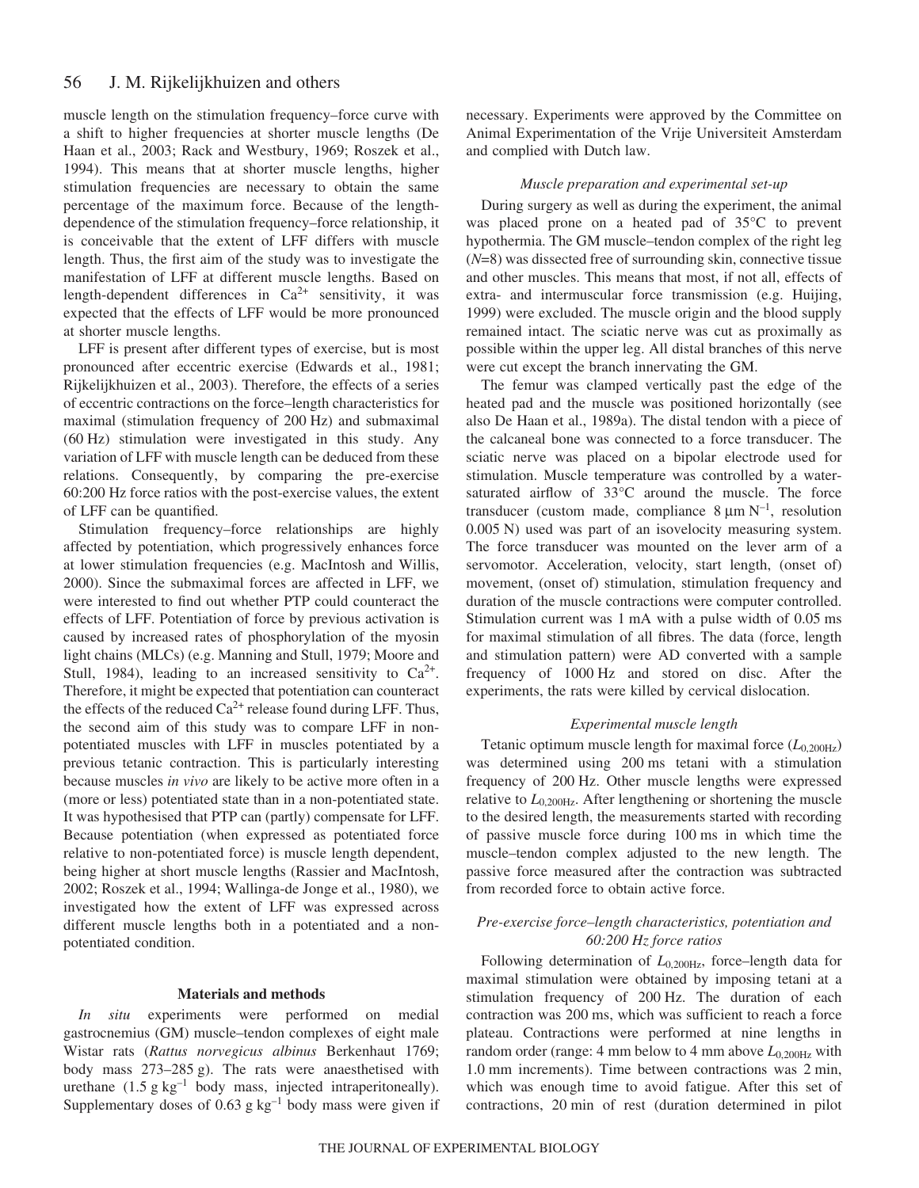muscle length on the stimulation frequency–force curve with a shift to higher frequencies at shorter muscle lengths (De Haan et al., 2003; Rack and Westbury, 1969; Roszek et al., 1994). This means that at shorter muscle lengths, higher stimulation frequencies are necessary to obtain the same percentage of the maximum force. Because of the length-dependence of the stimulation frequency–force relationship, it is conceivable that the extent of LFF differs with muscle length. Thus, the first aim of the study was to investigate the manifestation of LFF at different muscle lengths. Based on length-dependent differences in $Ca^{2+}$ sensitivity, it was expected that the effects of LFF would be more pronounced at shorter muscle lengths.

LFF is present after different types of exercise, but is most pronounced after eccentric exercise (Edwards et al., 1981; Rijkelijkhuizen et al., 2003). Therefore, the effects of a series of eccentric contractions on the force–length characteristics for maximal (stimulation frequency of 200 Hz) and submaximal (60 Hz) stimulation were investigated in this study. Any variation of LFF with muscle length can be deduced from these relations. Consequently, by comparing the pre-exercise 60:200 Hz force ratios with the post-exercise values, the extent of LFF can be quantified.

Stimulation frequency–force relationships are highly affected by potentiation, which progressively enhances force at lower stimulation frequencies (e.g. MacIntosh and Willis, 2000). Since the submaximal forces are affected in LFF, we were interested to find out whether PTP could counteract the effects of LFF. Potentiation of force by previous activation is caused by increased rates of phosphorylation of the myosin light chains (MLCs) (e.g. Manning and Stull, 1979; Moore and Stull, 1984), leading to an increased sensitivity to $Ca^{2+}$. Therefore, it might be expected that potentiation can counteract the effects of the reduced $Ca^{2+}$ release found during LFF. Thus, the second aim of this study was to compare LFF in non-potentiated muscles with LFF in muscles potentiated by a previous tetanic contraction. This is particularly interesting because muscles *in vivo* are likely to be active more often in a (more or less) potentiated state than in a non-potentiated state. It was hypothesised that PTP can (partly) compensate for LFF. Because potentiation (when expressed as potentiated force relative to non-potentiated force) is muscle length dependent, being higher at short muscle lengths (Rassier and MacIntosh, 2002; Roszek et al., 1994; Wallinga-de Jonge et al., 1980), we investigated how the extent of LFF was expressed across different muscle lengths both in a potentiated and a non-potentiated condition.

## Materials and methods

*In situ* experiments were performed on medial gastrocnemius (GM) muscle–tendon complexes of eight male Wistar rats (*Rattus norvegicus albinus* Berkenhaut 1769; body mass 273–285 g). The rats were anaesthetised with urethane (1.5 $g\,kg^{-1}$ body mass, injected intraperitoneally). Supplementary doses of 0.63 $g\,kg^{-1}$ body mass were given if necessary. Experiments were approved by the Committee on Animal Experimentation of the Vrije Universiteit Amsterdam and complied with Dutch law.

### *Muscle preparation and experimental set-up*

During surgery as well as during the experiment, the animal was placed prone on a heated pad of 35°C to prevent hypothermia. The GM muscle–tendon complex of the right leg ($N$=8) was dissected free of surrounding skin, connective tissue and other muscles. This means that most, if not all, effects of extra- and intermuscular force transmission (e.g. Huijing, 1999) were excluded. The muscle origin and the blood supply remained intact. The sciatic nerve was cut as proximally as possible within the upper leg. All distal branches of this nerve were cut except the branch innervating the GM.

The femur was clamped vertically past the edge of the heated pad and the muscle was positioned horizontally (see also De Haan et al., 1989a). The distal tendon with a piece of the calcaneal bone was connected to a force transducer. The sciatic nerve was placed on a bipolar electrode used for stimulation. Muscle temperature was controlled by a water-saturated airflow of 33°C around the muscle. The force transducer (custom made, compliance 8 $\mu m\,N^{-1}$, resolution 0.005 N) used was part of an isovelocity measuring system. The force transducer was mounted on the lever arm of a servomotor. Acceleration, velocity, start length, (onset of) movement, (onset of) stimulation, stimulation frequency and duration of the muscle contractions were computer controlled. Stimulation current was 1 mA with a pulse width of 0.05 ms for maximal stimulation of all fibres. The data (force, length and stimulation pattern) were AD converted with a sample frequency of 1000 Hz and stored on disc. After the experiments, the rats were killed by cervical dislocation.

### *Experimental muscle length*

Tetanic optimum muscle length for maximal force ($L_{0,200Hz}$) was determined using 200 ms tetani with a stimulation frequency of 200 Hz. Other muscle lengths were expressed relative to $L_{0,200Hz}$. After lengthening or shortening the muscle to the desired length, the measurements started with recording of passive muscle force during 100 ms in which time the muscle–tendon complex adjusted to the new length. The passive force measured after the contraction was subtracted from recorded force to obtain active force.

### *Pre-exercise force–length characteristics, potentiation and 60:200 Hz force ratios*

Following determination of $L_{0,200Hz}$, force–length data for maximal stimulation were obtained by imposing tetani at a stimulation frequency of 200 Hz. The duration of each contraction was 200 ms, which was sufficient to reach a force plateau. Contractions were performed at nine lengths in random order (range: 4 mm below to 4 mm above $L_{0,200Hz}$ with 1.0 mm increments). Time between contractions was 2 min, which was enough time to avoid fatigue. After this set of contractions, 20 min of rest (duration determined in pilot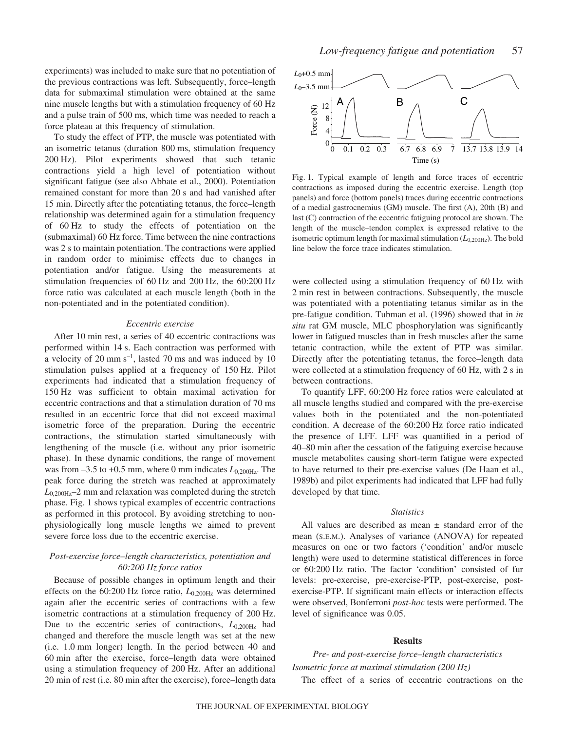experiments) was included to make sure that no potentiation of the previous contractions was left. Subsequently, force–length data for submaximal stimulation were obtained at the same nine muscle lengths but with a stimulation frequency of 60 Hz and a pulse train of 500 ms, which time was needed to reach a force plateau at this frequency of stimulation.

To study the effect of PTP, the muscle was potentiated with an isometric tetanus (duration 800 ms, stimulation frequency 200 Hz). Pilot experiments showed that such tetanic contractions yield a high level of potentiation without significant fatigue (see also Abbate et al., 2000). Potentiation remained constant for more than 20 s and had vanished after 15 min. Directly after the potentiating tetanus, the force–length relationship was determined again for a stimulation frequency of 60 Hz to study the effects of potentiation on the (submaximal) 60 Hz force. Time between the nine contractions was 2 s to maintain potentiation. The contractions were applied in random order to minimise effects due to changes in potentiation and/or fatigue. Using the measurements at stimulation frequencies of 60 Hz and 200 Hz, the 60:200 Hz force ratio was calculated at each muscle length (both in the non-potentiated and in the potentiated condition).

### *Eccentric exercise*

After 10 min rest, a series of 40 eccentric contractions was performed within 14 s. Each contraction was performed with a velocity of 20 mm $s^{-1}$, lasted 70 ms and was induced by 10 stimulation pulses applied at a frequency of 150 Hz. Pilot experiments had indicated that a stimulation frequency of 150 Hz was sufficient to obtain maximal activation for eccentric contractions and that a stimulation duration of 70 ms resulted in an eccentric force that did not exceed maximal isometric force of the preparation. During the eccentric contractions, the stimulation started simultaneously with lengthening of the muscle (i.e. without any prior isometric phase). In these dynamic conditions, the range of movement was from –3.5 to +0.5 mm, where 0 mm indicates $L_{0,200Hz}$. The peak force during the stretch was reached at approximately $L_{0,200Hz}$–2 mm and relaxation was completed during the stretch phase. Fig. 1 shows typical examples of eccentric contractions as performed in this protocol. By avoiding stretching to non-physiologically long muscle lengths we aimed to prevent severe force loss due to the eccentric exercise.

Fig. 1. Typical example of length and force traces of eccentric contractions as imposed during the eccentric exercise. Length (top panels) and force (bottom panels) traces during eccentric contractions of a medial gastrocnemius (GM) muscle. The first (A), 20th (B) and last (C) contraction of the eccentric fatiguing protocol are shown. The length of the muscle–tendon complex is expressed relative to the isometric optimum length for maximal stimulation ($L_{0,200Hz}$). The bold line below the force trace indicates stimulation.

### *Post-exercise force–length characteristics, potentiation and 60:200 Hz force ratios*

Because of possible changes in optimum length and their effects on the 60:200 Hz force ratio, $L_{0,200Hz}$ was determined again after the eccentric series of contractions with a few isometric contractions at a stimulation frequency of 200 Hz. Due to the eccentric series of contractions, $L_{0,200Hz}$ had changed and therefore the muscle length was set at the new (i.e. 1.0 mm longer) length. In the period between 40 and 60 min after the exercise, force–length data were obtained using a stimulation frequency of 200 Hz. After an additional 20 min of rest (i.e. 80 min after the exercise), force–length data were collected using a stimulation frequency of 60 Hz with 2 min rest in between contractions. Subsequently, the muscle was potentiated with a potentiating tetanus similar as in the pre-fatigue condition. Tubman et al. (1996) showed that in *in situ* rat GM muscle, MLC phosphorylation was significantly lower in fatigued muscles than in fresh muscles after the same tetanic contraction, while the extent of PTP was similar. Directly after the potentiating tetanus, the force–length data were collected at a stimulation frequency of 60 Hz, with 2 s in between contractions.

To quantify LFF, 60:200 Hz force ratios were calculated at all muscle lengths studied and compared with the pre-exercise values both in the potentiated and the non-potentiated condition. A decrease of the 60:200 Hz force ratio indicated the presence of LFF. LFF was quantified in a period of 40–80 min after the cessation of the fatiguing exercise because muscle metabolites causing short-term fatigue were expected to have returned to their pre-exercise values (De Haan et al., 1989b) and pilot experiments had indicated that LFF had fully developed by that time.

### *Statistics*

All values are described as mean ± standard error of the mean (S.E.M.). Analyses of variance (ANOVA) for repeated measures on one or two factors ('condition' and/or muscle length) were used to determine statistical differences in force or 60:200 Hz ratio. The factor 'condition' consisted of fur levels: pre-exercise, pre-exercise-PTP, post-exercise, post-exercise-PTP. If significant main effects or interaction effects were observed, Bonferroni *post-hoc* tests were performed. The level of significance was 0.05.

## Results

### *Pre- and post-exercise force–length characteristics*

#### *Isometric force at maximal stimulation (200 Hz)*

The effect of a series of eccentric contractions on the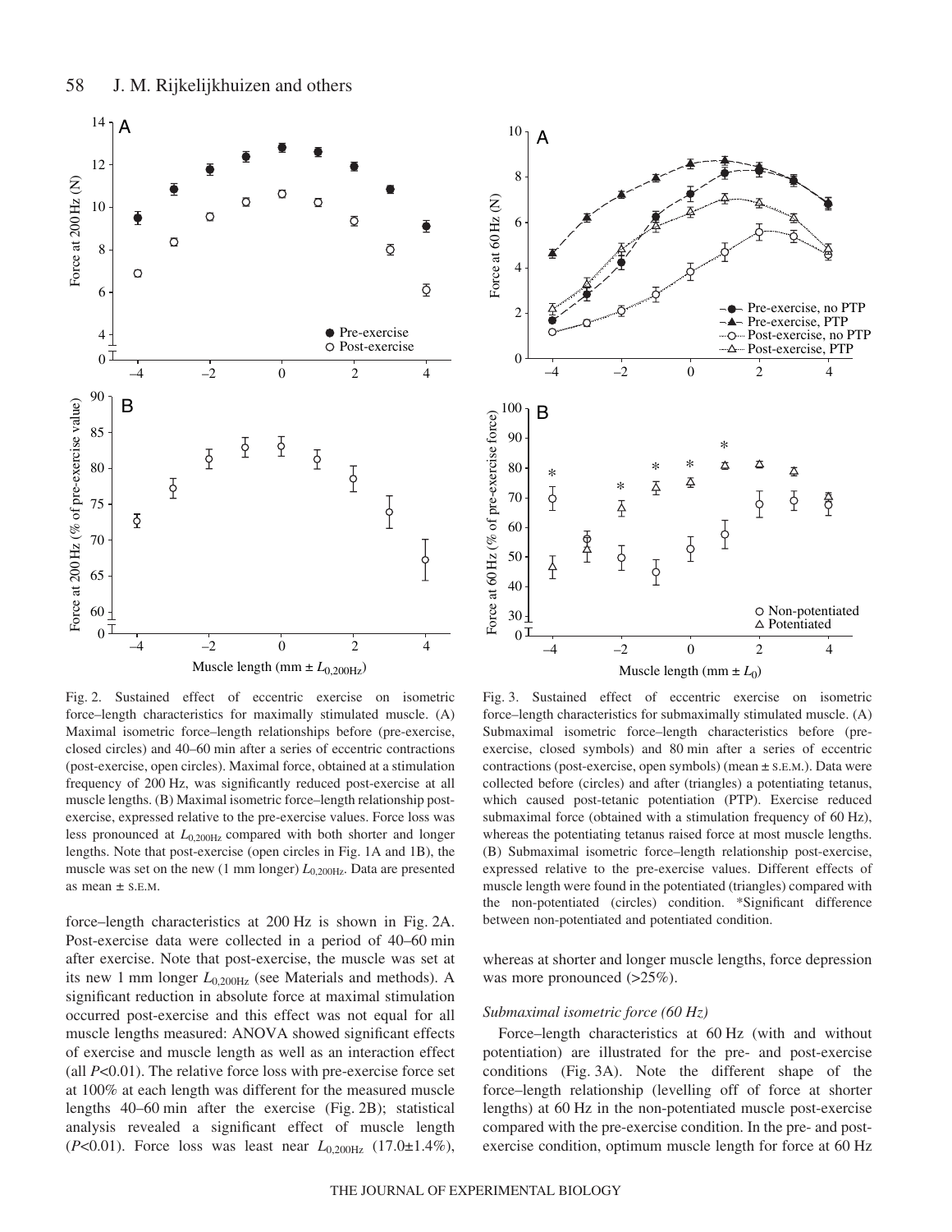Fig. 2. Sustained effect of eccentric exercise on isometric force–length characteristics for maximally stimulated muscle. (A) Maximal isometric force–length relationships before (pre-exercise, closed circles) and 40–60 min after a series of eccentric contractions (post-exercise, open circles). Maximal force, obtained at a stimulation frequency of 200 Hz, was significantly reduced post-exercise at all muscle lengths. (B) Maximal isometric force–length relationship post-exercise, expressed relative to the pre-exercise values. Force loss was less pronounced at $L_{0,200Hz}$ compared with both shorter and longer lengths. Note that post-exercise (open circles in Fig. 1A and 1B), the muscle was set on the new (1 mm longer) $L_{0,200Hz}$. Data are presented as mean ± S.E.M.

Fig. 3. Sustained effect of eccentric exercise on isometric force–length characteristics for submaximally stimulated muscle. (A) Submaximal isometric force–length characteristics before (pre-exercise, closed symbols) and 80 min after a series of eccentric contractions (post-exercise, open symbols) (mean ± S.E.M.). Data were collected before (circles) and after (triangles) a potentiating tetanus, which caused post-tetanic potentiation (PTP). Exercise reduced submaximal force (obtained with a stimulation frequency of 60 Hz), whereas the potentiating tetanus raised force at most muscle lengths. (B) Submaximal isometric force–length relationship post-exercise, expressed relative to the pre-exercise values. Different effects of muscle length were found in the potentiated (triangles) compared with the non-potentiated (circles) condition. *Significant difference between non-potentiated and potentiated condition.

force–length characteristics at 200 Hz is shown in Fig. 2A. Post-exercise data were collected in a period of 40–60 min after exercise. Note that post-exercise, the muscle was set at its new 1 mm longer $L_{0,200Hz}$ (see Materials and methods). A significant reduction in absolute force at maximal stimulation occurred post-exercise and this effect was not equal for all muscle lengths measured: ANOVA showed significant effects of exercise and muscle length as well as an interaction effect (all $P<0.01$). The relative force loss with pre-exercise force set at 100% at each length was different for the measured muscle lengths 40–60 min after the exercise (Fig. 2B); statistical analysis revealed a significant effect of muscle length ($P<0.01$). Force loss was least near $L_{0,200Hz}$ (17.0±1.4%), whereas at shorter and longer muscle lengths, force depression was more pronounced (>25%).

### *Submaximal isometric force (60 Hz)*

Force–length characteristics at 60 Hz (with and without potentiation) are illustrated for the pre- and post-exercise conditions (Fig. 3A). Note the different shape of the force–length relationship (levelling off of force at shorter lengths) at 60 Hz in the non-potentiated muscle post-exercise compared with the pre-exercise condition. In the pre- and post-exercise condition, optimum muscle length for force at 60 Hz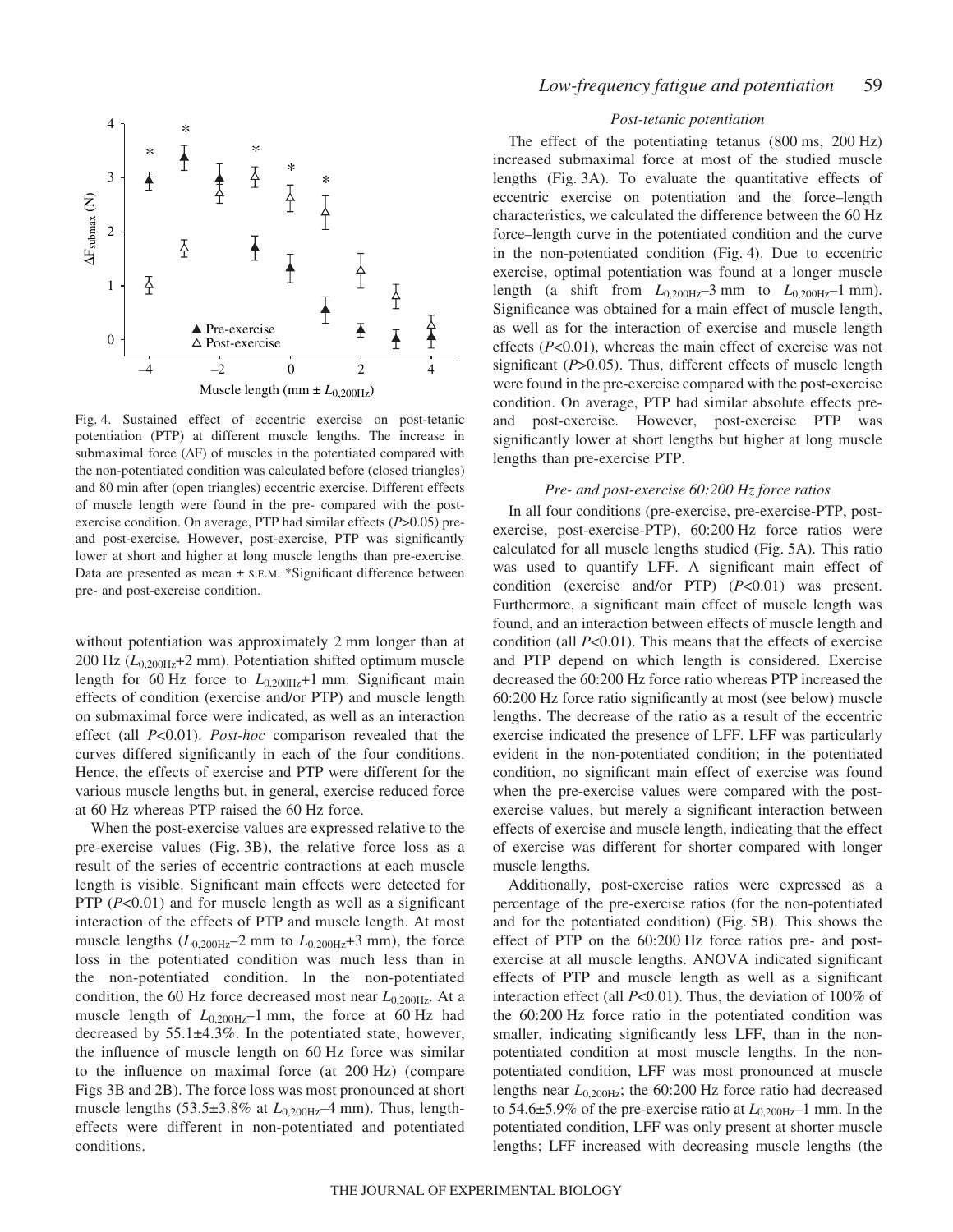Fig. 4. Sustained effect of eccentric exercise on post-tetanic potentiation (PTP) at different muscle lengths. The increase in submaximal force (ΔF) of muscles in the potentiated compared with the non-potentiated condition was calculated before (closed triangles) and 80 min after (open triangles) eccentric exercise. Different effects of muscle length were found in the pre- compared with the post-exercise condition. On average, PTP had similar effects ($P$>0.05) pre- and post-exercise. However, post-exercise, PTP was significantly lower at short and higher at long muscle lengths than pre-exercise. Data are presented as mean ± S.E.M. *Significant difference between pre- and post-exercise condition.

without potentiation was approximately 2 mm longer than at 200 Hz ($L_{0,200\text{Hz}}$+2 mm). Potentiation shifted optimum muscle length for 60 Hz force to $L_{0,200\text{Hz}}$+1 mm. Significant main effects of condition (exercise and/or PTP) and muscle length on submaximal force were indicated, as well as an interaction effect (all $P$<0.01). *Post-hoc* comparison revealed that the curves differed significantly in each of the four conditions. Hence, the effects of exercise and PTP were different for the various muscle lengths but, in general, exercise reduced force at 60 Hz whereas PTP raised the 60 Hz force.

When the post-exercise values are expressed relative to the pre-exercise values (Fig. 3B), the relative force loss as a result of the series of eccentric contractions at each muscle length is visible. Significant main effects were detected for PTP ($P$<0.01) and for muscle length as well as a significant interaction of the effects of PTP and muscle length. At most muscle lengths ($L_{0,200\text{Hz}}$–2 mm to $L_{0,200\text{Hz}}$+3 mm), the force loss in the potentiated condition was much less than in the non-potentiated condition. In the non-potentiated condition, the 60 Hz force decreased most near $L_{0,200\text{Hz}}$. At a muscle length of $L_{0,200\text{Hz}}$–1 mm, the force at 60 Hz had decreased by 55.1±4.3%. In the potentiated state, however, the influence of muscle length on 60 Hz force was similar to the influence on maximal force (at 200 Hz) (compare Figs 3B and 2B). The force loss was most pronounced at short muscle lengths (53.5±3.8% at $L_{0,200\text{Hz}}$–4 mm). Thus, length-effects were different in non-potentiated and potentiated conditions.

### *Post-tetanic potentiation*

The effect of the potentiating tetanus (800 ms, 200 Hz) increased submaximal force at most of the studied muscle lengths (Fig. 3A). To evaluate the quantitative effects of eccentric exercise on potentiation and the force–length characteristics, we calculated the difference between the 60 Hz force–length curve in the potentiated condition and the curve in the non-potentiated condition (Fig. 4). Due to eccentric exercise, optimal potentiation was found at a longer muscle length (a shift from $L_{0,200\text{Hz}}$–3 mm to $L_{0,200\text{Hz}}$–1 mm). Significance was obtained for a main effect of muscle length, as well as for the interaction of eccentric exercise and muscle length effects ($P$<0.01), whereas the main effect of exercise was not significant ($P$>0.05). Thus, different effects of muscle length were found in the pre-exercise compared with the post-exercise condition. On average, PTP had similar absolute effects pre- and post-exercise. However, post-exercise PTP was significantly lower at short lengths but higher at long muscle lengths than pre-exercise PTP.

### *Pre- and post-exercise 60:200 Hz force ratios*

In all four conditions (pre-exercise, pre-exercise-PTP, post-exercise, post-exercise-PTP), 60:200 Hz force ratios were calculated for all muscle lengths studied (Fig. 5A). This ratio was used to quantify LFF. A significant main effect of condition (exercise and/or PTP) ($P$<0.01) was present. Furthermore, a significant main effect of muscle length was found, and an interaction between effects of muscle length and condition (all $P$<0.01). This means that the effects of exercise and PTP depend on which length is considered. Exercise decreased the 60:200 Hz force ratio whereas PTP increased the 60:200 Hz force ratio significantly at most (see below) muscle lengths. The decrease of the ratio as a result of the eccentric exercise indicated the presence of LFF. LFF was particularly evident in the non-potentiated condition; in the potentiated condition, no significant main effect of exercise was found when the pre-exercise values were compared with the post-exercise values, but merely a significant interaction between effects of exercise and muscle length, indicating that the effect of exercise was different for shorter compared with longer muscle lengths.

Additionally, post-exercise ratios were expressed as a percentage of the pre-exercise ratios (for the non-potentiated and for the potentiated condition) (Fig. 5B). This shows the effect of PTP on the 60:200 Hz force ratios pre- and post-exercise at all muscle lengths. ANOVA indicated significant effects of PTP and muscle length as well as a significant interaction effect (all $P$<0.01). Thus, the deviation of 100% of the 60:200 Hz force ratio in the potentiated condition was smaller, indicating significantly less LFF, than in the non-potentiated condition at most muscle lengths. In the non-potentiated condition, LFF was most pronounced at muscle lengths near $L_{0,200\text{Hz}}$; the 60:200 Hz force ratio had decreased to 54.6±5.9% of the pre-exercise ratio at $L_{0,200\text{Hz}}$–1 mm. In the potentiated condition, LFF was only present at shorter muscle lengths; LFF increased with decreasing muscle lengths (the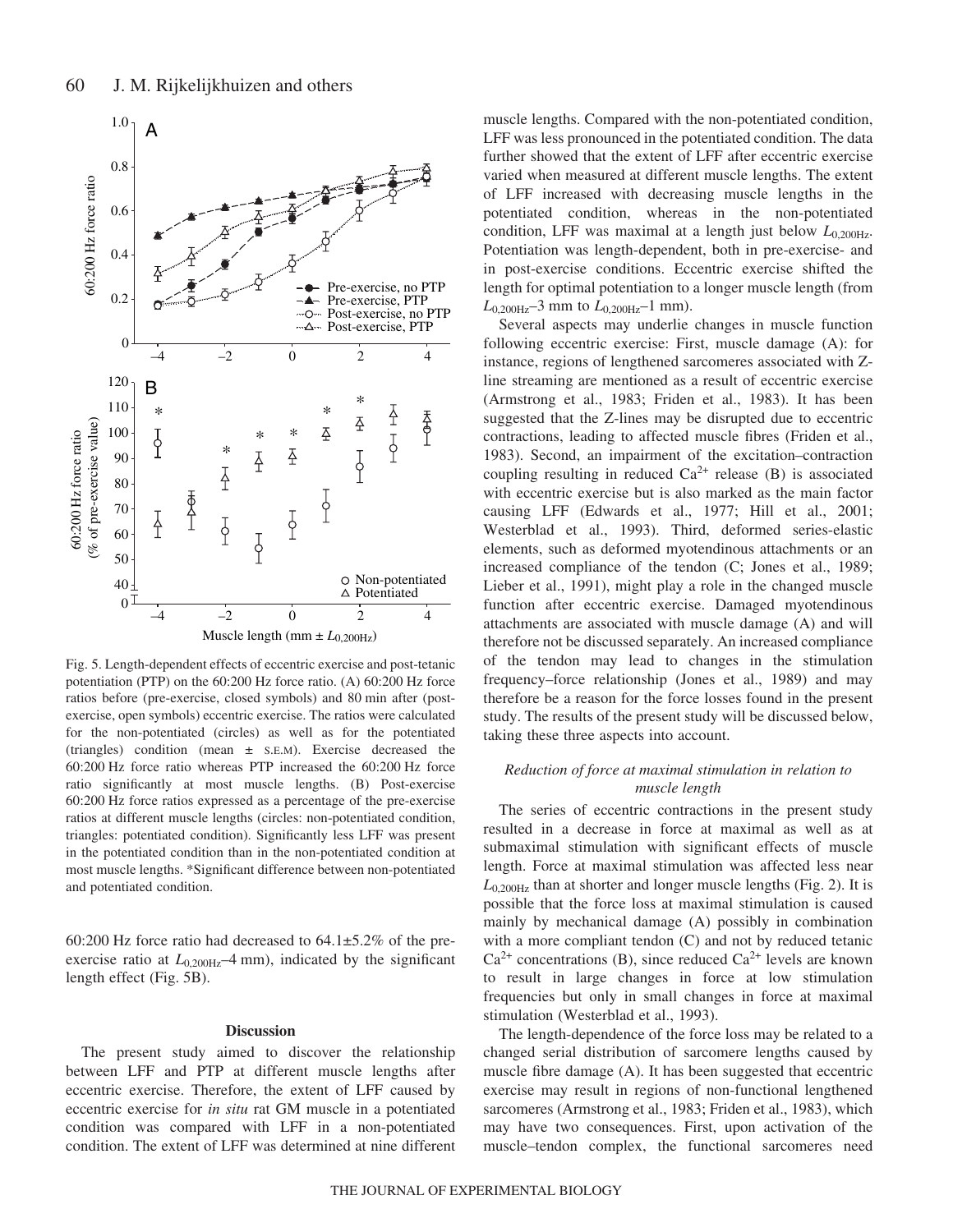Fig. 5. Length-dependent effects of eccentric exercise and post-tetanic potentiation (PTP) on the 60:200 Hz force ratio. (A) 60:200 Hz force ratios before (pre-exercise, closed symbols) and 80 min after (post-exercise, open symbols) eccentric exercise. The ratios were calculated for the non-potentiated (circles) as well as for the potentiated (triangles) condition (mean ± S.E.M). Exercise decreased the 60:200 Hz force ratio whereas PTP increased the 60:200 Hz force ratio significantly at most muscle lengths. (B) Post-exercise 60:200 Hz force ratios expressed as a percentage of the pre-exercise ratios at different muscle lengths (circles: non-potentiated condition, triangles: potentiated condition). Significantly less LFF was present in the potentiated condition than in the non-potentiated condition at most muscle lengths. *Significant difference between non-potentiated and potentiated condition.

60:200 Hz force ratio had decreased to 64.1±5.2% of the pre-exercise ratio at $L_{0,200\text{Hz}}$–4 mm), indicated by the significant length effect (Fig. 5B).

## Discussion

The present study aimed to discover the relationship between LFF and PTP at different muscle lengths after eccentric exercise. Therefore, the extent of LFF caused by eccentric exercise for *in situ* rat GM muscle in a potentiated condition was compared with LFF in a non-potentiated condition. The extent of LFF was determined at nine different muscle lengths. Compared with the non-potentiated condition, LFF was less pronounced in the potentiated condition. The data further showed that the extent of LFF after eccentric exercise varied when measured at different muscle lengths. The extent of LFF increased with decreasing muscle lengths in the potentiated condition, whereas in the non-potentiated condition, LFF was maximal at a length just below $L_{0,200\text{Hz}}$. Potentiation was length-dependent, both in pre-exercise- and in post-exercise conditions. Eccentric exercise shifted the length for optimal potentiation to a longer muscle length (from $L_{0,200\text{Hz}}$–3 mm to $L_{0,200\text{Hz}}$–1 mm).

Several aspects may underlie changes in muscle function following eccentric exercise: First, muscle damage (A): for instance, regions of lengthened sarcomeres associated with Z-line streaming are mentioned as a result of eccentric exercise (Armstrong et al., 1983; Friden et al., 1983). It has been suggested that the Z-lines may be disrupted due to eccentric contractions, leading to affected muscle fibres (Friden et al., 1983). Second, an impairment of the excitation–contraction coupling resulting in reduced $Ca^{2+}$ release (B) is associated with eccentric exercise but is also marked as the main factor causing LFF (Edwards et al., 1977; Hill et al., 2001; Westerblad et al., 1993). Third, deformed series-elastic elements, such as deformed myotendinous attachments or an increased compliance of the tendon (C; Jones et al., 1989; Lieber et al., 1991), might play a role in the changed muscle function after eccentric exercise. Damaged myotendinous attachments are associated with muscle damage (A) and will therefore not be discussed separately. An increased compliance of the tendon may lead to changes in the stimulation frequency–force relationship (Jones et al., 1989) and may therefore be a reason for the force losses found in the present study. The results of the present study will be discussed below, taking these three aspects into account.

### *Reduction of force at maximal stimulation in relation to muscle length*

The series of eccentric contractions in the present study resulted in a decrease in force at maximal as well as at submaximal stimulation with significant effects of muscle length. Force at maximal stimulation was affected less near $L_{0,200\text{Hz}}$ than at shorter and longer muscle lengths (Fig. 2). It is possible that the force loss at maximal stimulation is caused mainly by mechanical damage (A) possibly in combination with a more compliant tendon (C) and not by reduced tetanic $Ca^{2+}$ concentrations (B), since reduced $Ca^{2+}$ levels are known to result in large changes in force at low stimulation frequencies but only in small changes in force at maximal stimulation (Westerblad et al., 1993).

The length-dependence of the force loss may be related to a changed serial distribution of sarcomere lengths caused by muscle fibre damage (A). It has been suggested that eccentric exercise may result in regions of non-functional lengthened sarcomeres (Armstrong et al., 1983; Friden et al., 1983), which may have two consequences. First, upon activation of the muscle–tendon complex, the functional sarcomeres need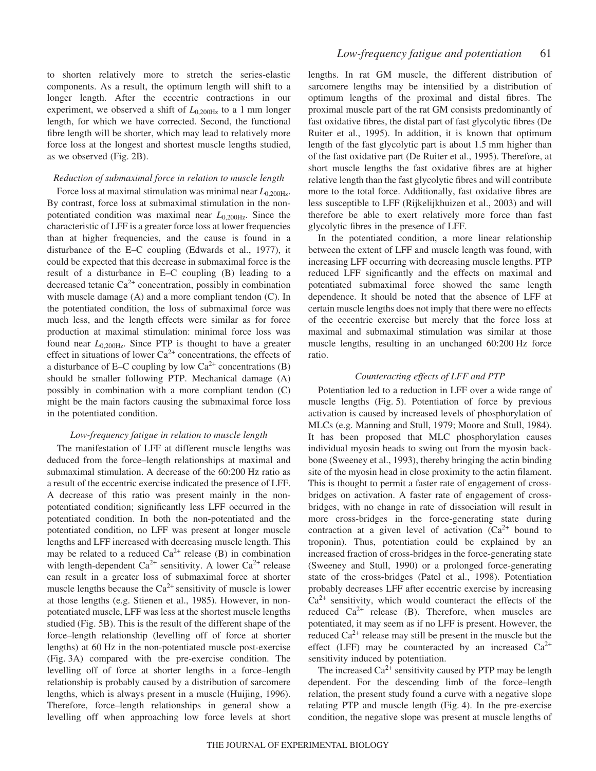to shorten relatively more to stretch the series-elastic components. As a result, the optimum length will shift to a longer length. After the eccentric contractions in our experiment, we observed a shift of $L_{0,200\text{Hz}}$ to a 1 mm longer length, for which we have corrected. Second, the functional fibre length will be shorter, which may lead to relatively more force loss at the longest and shortest muscle lengths studied, as we observed (Fig. 2B).

### *Reduction of submaximal force in relation to muscle length*

Force loss at maximal stimulation was minimal near $L_{0,200\text{Hz}}$. By contrast, force loss at submaximal stimulation in the non-potentiated condition was maximal near $L_{0,200\text{Hz}}$. Since the characteristic of LFF is a greater force loss at lower frequencies than at higher frequencies, and the cause is found in a disturbance of the E–C coupling (Edwards et al., 1977), it could be expected that this decrease in submaximal force is the result of a disturbance in E–C coupling (B) leading to a decreased tetanic $Ca^{2+}$ concentration, possibly in combination with muscle damage (A) and a more compliant tendon (C). In the potentiated condition, the loss of submaximal force was much less, and the length effects were similar as for force production at maximal stimulation: minimal force loss was found near $L_{0,200\text{Hz}}$. Since PTP is thought to have a greater effect in situations of lower $Ca^{2+}$ concentrations, the effects of a disturbance of E–C coupling by low $Ca^{2+}$ concentrations (B) should be smaller following PTP. Mechanical damage (A) possibly in combination with a more compliant tendon (C) might be the main factors causing the submaximal force loss in the potentiated condition.

### *Low-frequency fatigue in relation to muscle length*

The manifestation of LFF at different muscle lengths was deduced from the force–length relationships at maximal and submaximal stimulation. A decrease of the 60:200 Hz ratio as a result of the eccentric exercise indicated the presence of LFF. A decrease of this ratio was present mainly in the non-potentiated condition; significantly less LFF occurred in the potentiated condition. In both the non-potentiated and the potentiated condition, no LFF was present at longer muscle lengths and LFF increased with decreasing muscle length. This may be related to a reduced $Ca^{2+}$ release (B) in combination with length-dependent $Ca^{2+}$ sensitivity. A lower $Ca^{2+}$ release can result in a greater loss of submaximal force at shorter muscle lengths because the $Ca^{2+}$ sensitivity of muscle is lower at those lengths (e.g. Stienen et al., 1985). However, in non-potentiated muscle, LFF was less at the shortest muscle lengths studied (Fig. 5B). This is the result of the different shape of the force–length relationship (levelling off of force at shorter lengths) at 60 Hz in the non-potentiated muscle post-exercise (Fig. 3A) compared with the pre-exercise condition. The levelling off of force at shorter lengths in a force–length relationship is probably caused by a distribution of sarcomere lengths, which is always present in a muscle (Huijing, 1996). Therefore, force–length relationships in general show a levelling off when approaching low force levels at short lengths. In rat GM muscle, the different distribution of sarcomere lengths may be intensified by a distribution of optimum lengths of the proximal and distal fibres. The proximal muscle part of the rat GM consists predominantly of fast oxidative fibres, the distal part of fast glycolytic fibres (De Ruiter et al., 1995). In addition, it is known that optimum length of the fast glycolytic part is about 1.5 mm higher than of the fast oxidative part (De Ruiter et al., 1995). Therefore, at short muscle lengths the fast oxidative fibres are at higher relative length than the fast glycolytic fibres and will contribute more to the total force. Additionally, fast oxidative fibres are less susceptible to LFF (Rijkelijkhuizen et al., 2003) and will therefore be able to exert relatively more force than fast glycolytic fibres in the presence of LFF.

In the potentiated condition, a more linear relationship between the extent of LFF and muscle length was found, with increasing LFF occurring with decreasing muscle lengths. PTP reduced LFF significantly and the effects on maximal and potentiated submaximal force showed the same length dependence. It should be noted that the absence of LFF at certain muscle lengths does not imply that there were no effects of the eccentric exercise but merely that the force loss at maximal and submaximal stimulation was similar at those muscle lengths, resulting in an unchanged 60:200 Hz force ratio.

### *Counteracting effects of LFF and PTP*

Potentiation led to a reduction in LFF over a wide range of muscle lengths (Fig. 5). Potentiation of force by previous activation is caused by increased levels of phosphorylation of MLCs (e.g. Manning and Stull, 1979; Moore and Stull, 1984). It has been proposed that MLC phosphorylation causes individual myosin heads to swing out from the myosin backbone (Sweeney et al., 1993), thereby bringing the actin binding site of the myosin head in close proximity to the actin filament. This is thought to permit a faster rate of engagement of cross-bridges on activation. A faster rate of engagement of cross-bridges, with no change in rate of dissociation will result in more cross-bridges in the force-generating state during contraction at a given level of activation ($Ca^{2+}$ bound to troponin). Thus, potentiation could be explained by an increased fraction of cross-bridges in the force-generating state (Sweeney and Stull, 1990) or a prolonged force-generating state of the cross-bridges (Patel et al., 1998). Potentiation probably decreases LFF after eccentric exercise by increasing $Ca^{2+}$ sensitivity, which would counteract the effects of the reduced $Ca^{2+}$ release (B). Therefore, when muscles are potentiated, it may seem as if no LFF is present. However, the reduced $Ca^{2+}$ release may still be present in the muscle but the effect (LFF) may be counteracted by an increased $Ca^{2+}$ sensitivity induced by potentiation.

The increased $Ca^{2+}$ sensitivity caused by PTP may be length dependent. For the descending limb of the force–length relation, the present study found a curve with a negative slope relating PTP and muscle length (Fig. 4). In the pre-exercise condition, the negative slope was present at muscle lengths of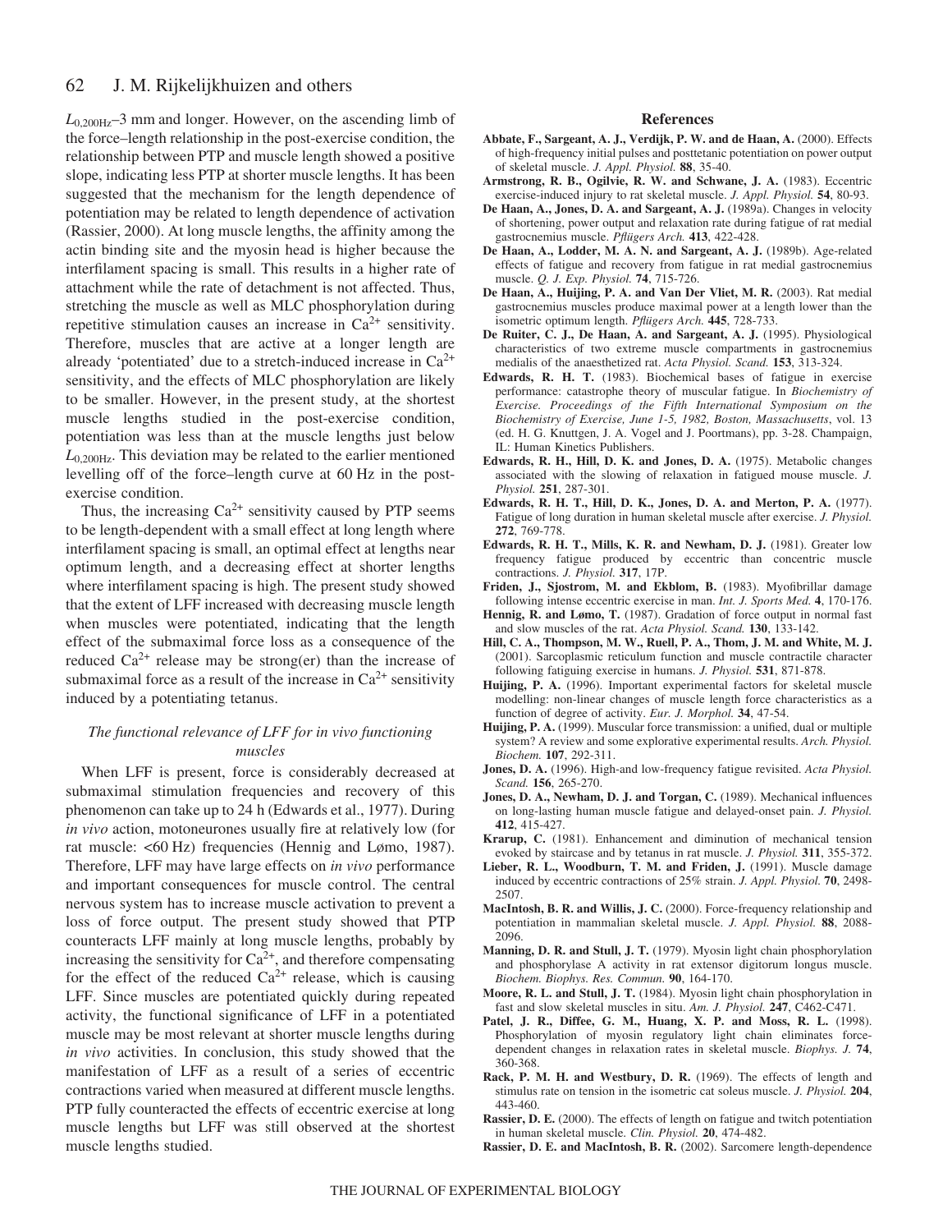$L_{0,200Hz}$–3 mm and longer. However, on the ascending limb of the force–length relationship in the post-exercise condition, the relationship between PTP and muscle length showed a positive slope, indicating less PTP at shorter muscle lengths. It has been suggested that the mechanism for the length dependence of potentiation may be related to length dependence of activation (Rassier, 2000). At long muscle lengths, the affinity among the actin binding site and the myosin head is higher because the interfilament spacing is small. This results in a higher rate of attachment while the rate of detachment is not affected. Thus, stretching the muscle as well as MLC phosphorylation during repetitive stimulation causes an increase in $Ca^{2+}$ sensitivity. Therefore, muscles that are active at a longer length are already 'potentiated' due to a stretch-induced increase in $Ca^{2+}$ sensitivity, and the effects of MLC phosphorylation are likely to be smaller. However, in the present study, at the shortest muscle lengths studied in the post-exercise condition, potentiation was less than at the muscle lengths just below $L_{0,200Hz}$. This deviation may be related to the earlier mentioned levelling off of the force–length curve at 60 Hz in the post-exercise condition.

Thus, the increasing $Ca^{2+}$ sensitivity caused by PTP seems to be length-dependent with a small effect at long length where interfilament spacing is small, an optimal effect at lengths near optimum length, and a decreasing effect at shorter lengths where interfilament spacing is high. The present study showed that the extent of LFF increased with decreasing muscle length when muscles were potentiated, indicating that the length effect of the submaximal force loss as a consequence of the reduced $Ca^{2+}$ release may be strong(er) than the increase of submaximal force as a result of the increase in $Ca^{2+}$ sensitivity induced by a potentiating tetanus.

### *The functional relevance of LFF for in vivo functioning muscles*

When LFF is present, force is considerably decreased at submaximal stimulation frequencies and recovery of this phenomenon can take up to 24 h (Edwards et al., 1977). During *in vivo* action, motoneurones usually fire at relatively low (for rat muscle: <60 Hz) frequencies (Hennig and Lømo, 1987). Therefore, LFF may have large effects on *in vivo* performance and important consequences for muscle control. The central nervous system has to increase muscle activation to prevent a loss of force output. The present study showed that PTP counteracts LFF mainly at long muscle lengths, probably by increasing the sensitivity for $Ca^{2+}$, and therefore compensating for the effect of the reduced $Ca^{2+}$ release, which is causing LFF. Since muscles are potentiated quickly during repeated activity, the functional significance of LFF in a potentiated muscle may be most relevant at shorter muscle lengths during *in vivo* activities. In conclusion, this study showed that the manifestation of LFF as a result of a series of eccentric contractions varied when measured at different muscle lengths. PTP fully counteracted the effects of eccentric exercise at long muscle lengths but LFF was still observed at the shortest muscle lengths studied.

## References

**Abbate, F., Sargeant, A. J., Verdijk, P. W. and de Haan, A.** (2000). Effects of high-frequency initial pulses and posttetanic potentiation on power output of skeletal muscle. *J. Appl. Physiol.* **88**, 35-40.

**Armstrong, R. B., Ogilvie, R. W. and Schwane, J. A.** (1983). Eccentric exercise-induced injury to rat skeletal muscle. *J. Appl. Physiol.* **54**, 80-93.

**De Haan, A., Jones, D. A. and Sargeant, A. J.** (1989a). Changes in velocity of shortening, power output and relaxation rate during fatigue of rat medial gastrocnemius muscle. *Pflügers Arch.* **413**, 422-428.

**De Haan, A., Lodder, M. A. N. and Sargeant, A. J.** (1989b). Age-related effects of fatigue and recovery from fatigue in rat medial gastrocnemius muscle. *Q. J. Exp. Physiol.* **74**, 715-726.

**De Haan, A., Huijing, P. A. and Van Der Vliet, M. R.** (2003). Rat medial gastrocnemius muscles produce maximal power at a length lower than the isometric optimum length. *Pflügers Arch.* **445**, 728-733.

**De Ruiter, C. J., De Haan, A. and Sargeant, A. J.** (1995). Physiological characteristics of two extreme muscle compartments in gastrocnemius medialis of the anaesthetized rat. *Acta Physiol. Scand.* **153**, 313-324.

**Edwards, R. H. T.** (1983). Biochemical bases of fatigue in exercise performance: catastrophe theory of muscular fatigue. In *Biochemistry of Exercise. Proceedings of the Fifth International Symposium on the Biochemistry of Exercise, June 1-5, 1982, Boston, Massachusetts*, vol. 13 (ed. H. G. Knuttgen, J. A. Vogel and J. Poortmans), pp. 3-28. Champaign, IL: Human Kinetics Publishers.

**Edwards, R. H., Hill, D. K. and Jones, D. A.** (1975). Metabolic changes associated with the slowing of relaxation in fatigued mouse muscle. *J. Physiol.* **251**, 287-301.

**Edwards, R. H. T., Hill, D. K., Jones, D. A. and Merton, P. A.** (1977). Fatigue of long duration in human skeletal muscle after exercise. *J. Physiol.* **272**, 769-778.

**Edwards, R. H. T., Mills, K. R. and Newham, D. J.** (1981). Greater low frequency fatigue produced by eccentric than concentric muscle contractions. *J. Physiol.* **317**, 17P.

**Friden, J., Sjostrom, M. and Ekblom, B.** (1983). Myofibrillar damage following intense eccentric exercise in man. *Int. J. Sports Med.* **4**, 170-176.

**Hennig, R. and Lømo, T.** (1987). Gradation of force output in normal fast and slow muscles of the rat. *Acta Physiol. Scand.* **130**, 133-142.

**Hill, C. A., Thompson, M. W., Ruell, P. A., Thom, J. M. and White, M. J.** (2001). Sarcoplasmic reticulum function and muscle contractile character following fatiguing exercise in humans. *J. Physiol.* **531**, 871-878.

**Huijing, P. A.** (1996). Important experimental factors for skeletal muscle modelling: non-linear changes of muscle length force characteristics as a function of degree of activity. *Eur. J. Morphol.* **34**, 47-54.

**Huijing, P. A.** (1999). Muscular force transmission: a unified, dual or multiple system? A review and some explorative experimental results. *Arch. Physiol. Biochem.* **107**, 292-311.

**Jones, D. A.** (1996). High-and low-frequency fatigue revisited. *Acta Physiol. Scand.* **156**, 265-270.

**Jones, D. A., Newham, D. J. and Torgan, C.** (1989). Mechanical influences on long-lasting human muscle fatigue and delayed-onset pain. *J. Physiol.* **412**, 415-427.

**Krarup, C.** (1981). Enhancement and diminution of mechanical tension evoked by staircase and by tetanus in rat muscle. *J. Physiol.* **311**, 355-372.

**Lieber, R. L., Woodburn, T. M. and Friden, J.** (1991). Muscle damage induced by eccentric contractions of 25% strain. *J. Appl. Physiol.* **70**, 2498-2507.

**MacIntosh, B. R. and Willis, J. C.** (2000). Force-frequency relationship and potentiation in mammalian skeletal muscle. *J. Appl. Physiol.* **88**, 2088-2096.

**Manning, D. R. and Stull, J. T.** (1979). Myosin light chain phosphorylation and phosphorylase A activity in rat extensor digitorum longus muscle. *Biochem. Biophys. Res. Commun.* **90**, 164-170.

**Moore, R. L. and Stull, J. T.** (1984). Myosin light chain phosphorylation in fast and slow skeletal muscles in situ. *Am. J. Physiol.* **247**, C462-C471.

**Patel, J. R., Diffee, G. M., Huang, X. P. and Moss, R. L.** (1998). Phosphorylation of myosin regulatory light chain eliminates force-dependent changes in relaxation rates in skeletal muscle. *Biophys. J.* **74**, 360-368.

**Rack, P. M. H. and Westbury, D. R.** (1969). The effects of length and stimulus rate on tension in the isometric cat soleus muscle. *J. Physiol.* **204**, 443-460.

**Rassier, D. E.** (2000). The effects of length on fatigue and twitch potentiation in human skeletal muscle. *Clin. Physiol.* **20**, 474-482.

**Rassier, D. E. and MacIntosh, B. R.** (2002). Sarcomere length-dependence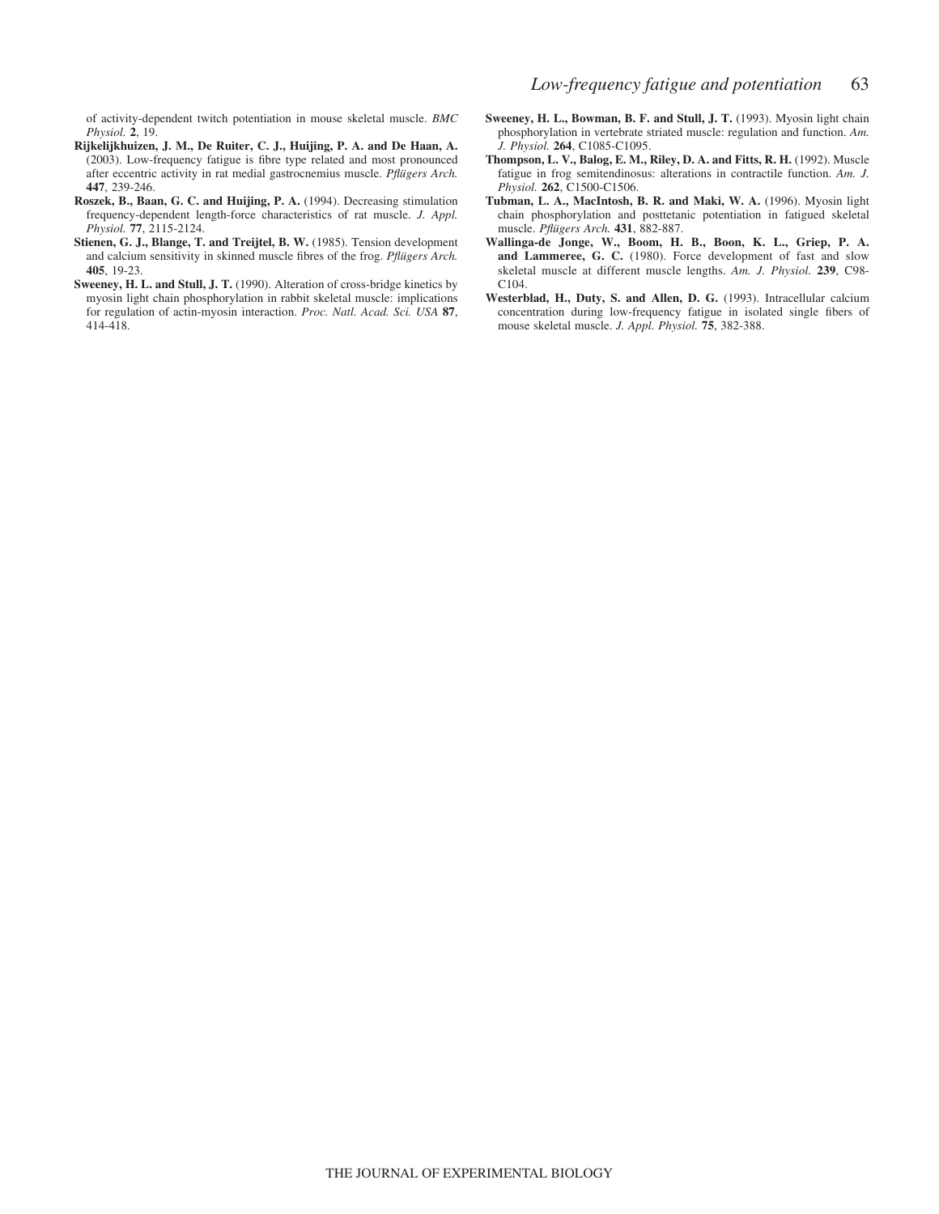of activity-dependent twitch potentiation in mouse skeletal muscle. *BMC Physiol.* **2**, 19.

**Rijkelijkhuizen, J. M., De Ruiter, C. J., Huijing, P. A. and De Haan, A.** (2003). Low-frequency fatigue is fibre type related and most pronounced after eccentric activity in rat medial gastrocnemius muscle. *Pflügers Arch.* **447**, 239-246.

**Roszek, B., Baan, G. C. and Huijing, P. A.** (1994). Decreasing stimulation frequency-dependent length-force characteristics of rat muscle. *J. Appl. Physiol.* **77**, 2115-2124.

**Stienen, G. J., Blange, T. and Treijtel, B. W.** (1985). Tension development and calcium sensitivity in skinned muscle fibres of the frog. *Pflügers Arch.* **405**, 19-23.

**Sweeney, H. L. and Stull, J. T.** (1990). Alteration of cross-bridge kinetics by myosin light chain phosphorylation in rabbit skeletal muscle: implications for regulation of actin-myosin interaction. *Proc. Natl. Acad. Sci. USA* **87**, 414-418.

**Sweeney, H. L., Bowman, B. F. and Stull, J. T.** (1993). Myosin light chain phosphorylation in vertebrate striated muscle: regulation and function. *Am. J. Physiol.* **264**, C1085-C1095.

**Thompson, L. V., Balog, E. M., Riley, D. A. and Fitts, R. H.** (1992). Muscle fatigue in frog semitendinosus: alterations in contractile function. *Am. J. Physiol.* **262**, C1500-C1506.

**Tubman, L. A., MacIntosh, B. R. and Maki, W. A.** (1996). Myosin light chain phosphorylation and posttetanic potentiation in fatigued skeletal muscle. *Pflügers Arch.* **431**, 882-887.

**Wallinga-de Jonge, W., Boom, H. B., Boon, K. L., Griep, P. A. and Lammeree, G. C.** (1980). Force development of fast and slow skeletal muscle at different muscle lengths. *Am. J. Physiol.* **239**, C98-C104.

**Westerblad, H., Duty, S. and Allen, D. G.** (1993). Intracellular calcium concentration during low-frequency fatigue in isolated single fibers of mouse skeletal muscle. *J. Appl. Physiol.* **75**, 382-388.